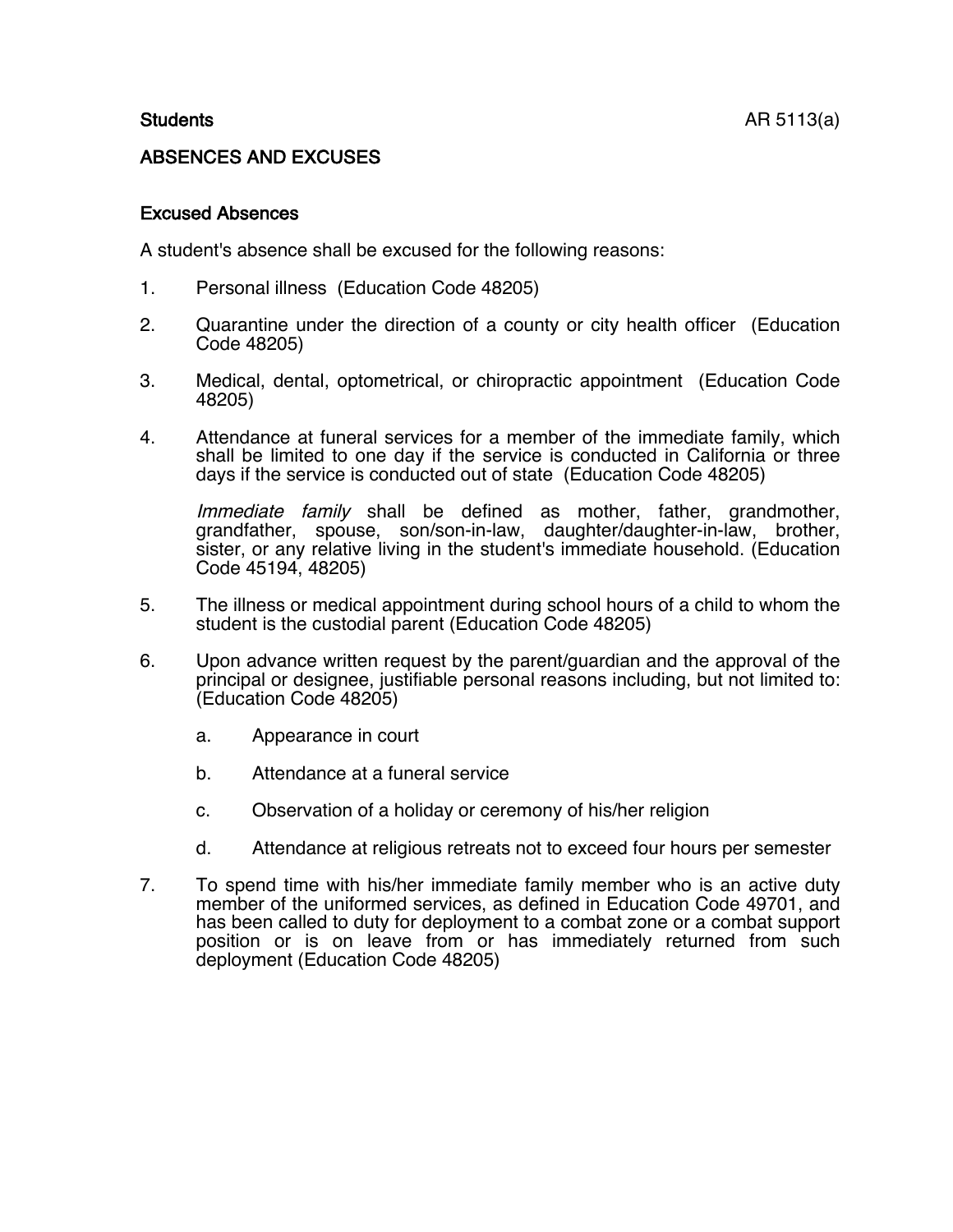**Students** AR 5113(a)

## ABSENCES AND EXCUSES

### Excused Absences

A student's absence shall be excused for the following reasons:

1. Personal illness (Education Code 48205)

2. Quarantine under the direction of a county or city health officer (Education Code 48205)

3. Medical, dental, optometrical, or chiropractic appointment (Education Code 48205)

4. Attendance at funeral services for a member of the immediate family, which shall be limited to one day if the service is conducted in California or three days if the service is conducted out of state (Education Code 48205)

   *Immediate family* shall be defined as mother, father, grandmother, grandfather, spouse, son/son-in-law, daughter/daughter-in-law, brother, sister, or any relative living in the student's immediate household. (Education Code 45194, 48205)

5. The illness or medical appointment during school hours of a child to whom the student is the custodial parent (Education Code 48205)

6. Upon advance written request by the parent/guardian and the approval of the principal or designee, justifiable personal reasons including, but not limited to: (Education Code 48205)

   a. Appearance in court

   b. Attendance at a funeral service

   c. Observation of a holiday or ceremony of his/her religion

   d. Attendance at religious retreats not to exceed four hours per semester

7. To spend time with his/her immediate family member who is an active duty member of the uniformed services, as defined in Education Code 49701, and has been called to duty for deployment to a combat zone or a combat support position or is on leave from or has immediately returned from such deployment (Education Code 48205)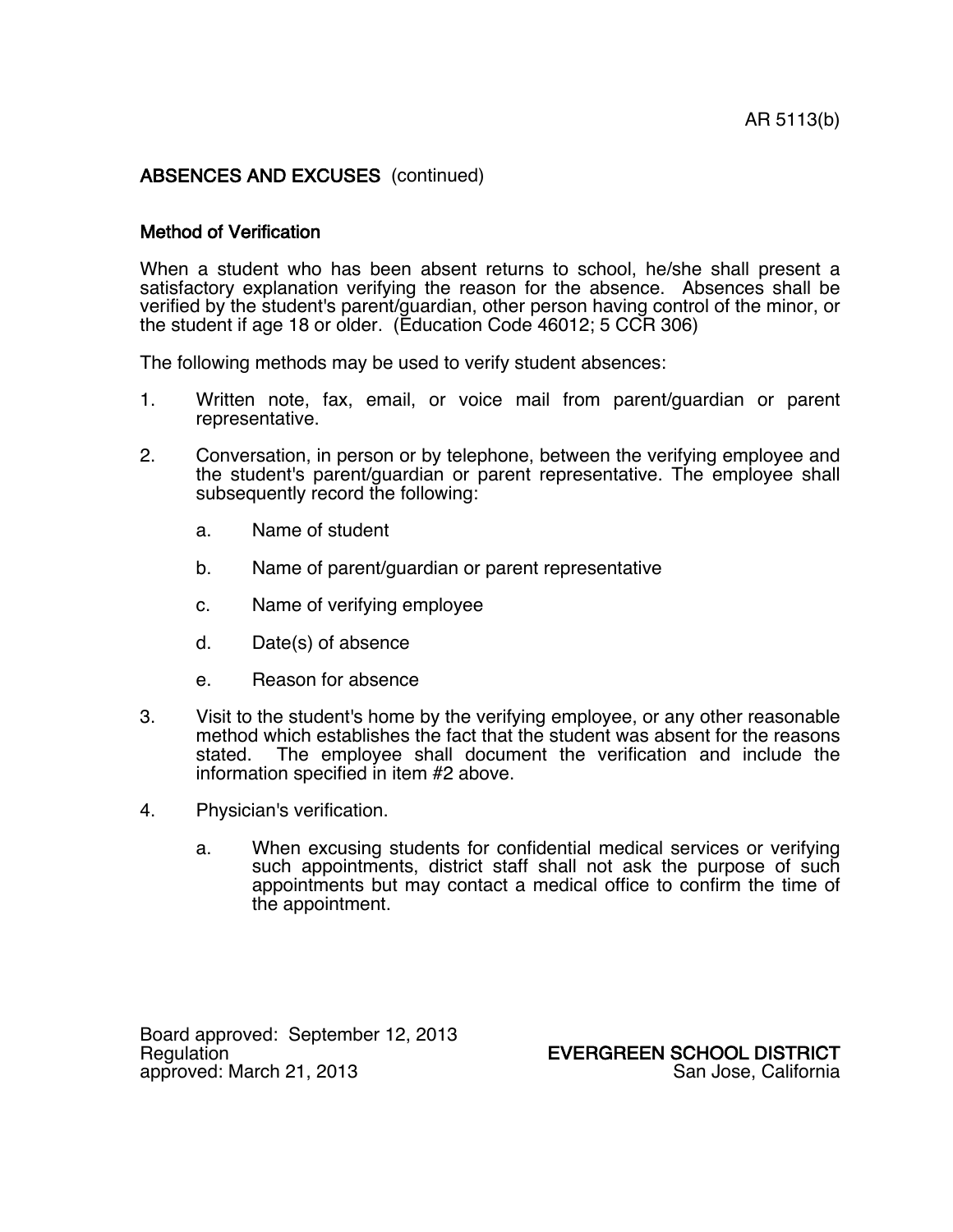## ABSENCES AND EXCUSES (continued)

### Method of Verification

When a student who has been absent returns to school, he/she shall present a satisfactory explanation verifying the reason for the absence. Absences shall be verified by the student's parent/guardian, other person having control of the minor, or the student if age 18 or older. (Education Code 46012; 5 CCR 306)

The following methods may be used to verify student absences:

1. Written note, fax, email, or voice mail from parent/guardian or parent representative.

2. Conversation, in person or by telephone, between the verifying employee and the student's parent/guardian or parent representative. The employee shall subsequently record the following:

   a. Name of student

   b. Name of parent/guardian or parent representative

   c. Name of verifying employee

   d. Date(s) of absence

   e. Reason for absence

3. Visit to the student's home by the verifying employee, or any other reasonable method which establishes the fact that the student was absent for the reasons stated. The employee shall document the verification and include the information specified in item #2 above.

4. Physician's verification.

   a. When excusing students for confidential medical services or verifying such appointments, district staff shall not ask the purpose of such appointments but may contact a medical office to confirm the time of the appointment.

Board approved: September 12, 2013
Regulation approved: March 21, 2013

**EVERGREEN SCHOOL DISTRICT**
San Jose, California